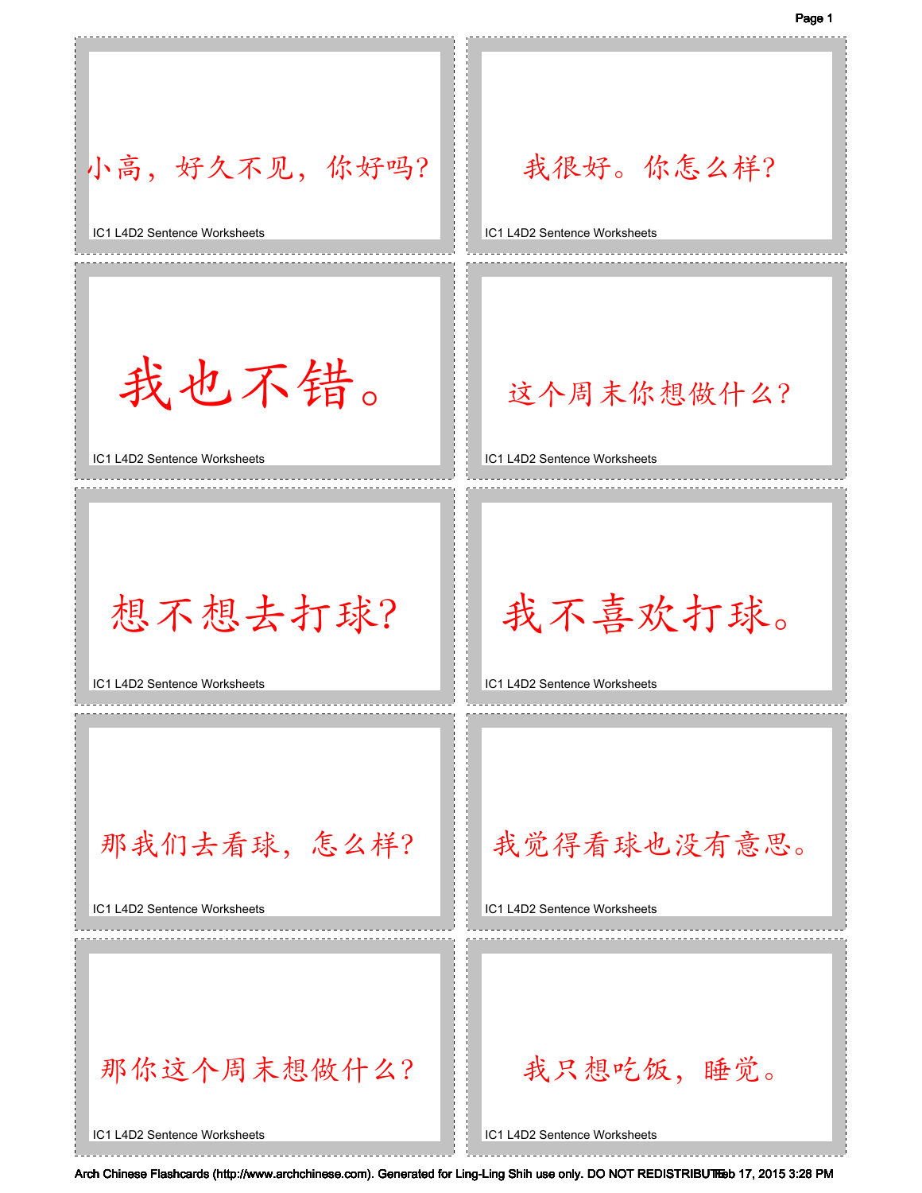小高，好久不见，你好吗？

IC1 L4D2 Sentence Worksheets

我很好。你怎么样？

IC1 L4D2 Sentence Worksheets

我也不错。

IC1 L4D2 Sentence Worksheets

这个周末你想做什么？

IC1 L4D2 Sentence Worksheets

想不想去打球？

IC1 L4D2 Sentence Worksheets

我不喜欢打球。

IC1 L4D2 Sentence Worksheets

那我们去看球，怎么样？

IC1 L4D2 Sentence Worksheets

我觉得看球也没有意思。

IC1 L4D2 Sentence Worksheets

那你这个周末想做什么？

IC1 L4D2 Sentence Worksheets

我只想吃饭，睡觉。

IC1 L4D2 Sentence Worksheets

Arch Chinese Flashcards (http://www.archchinese.com). Generated for Ling-Ling Shih use only. DO NOT REDISTRIBUTE Feb 17, 2015 3:28 PM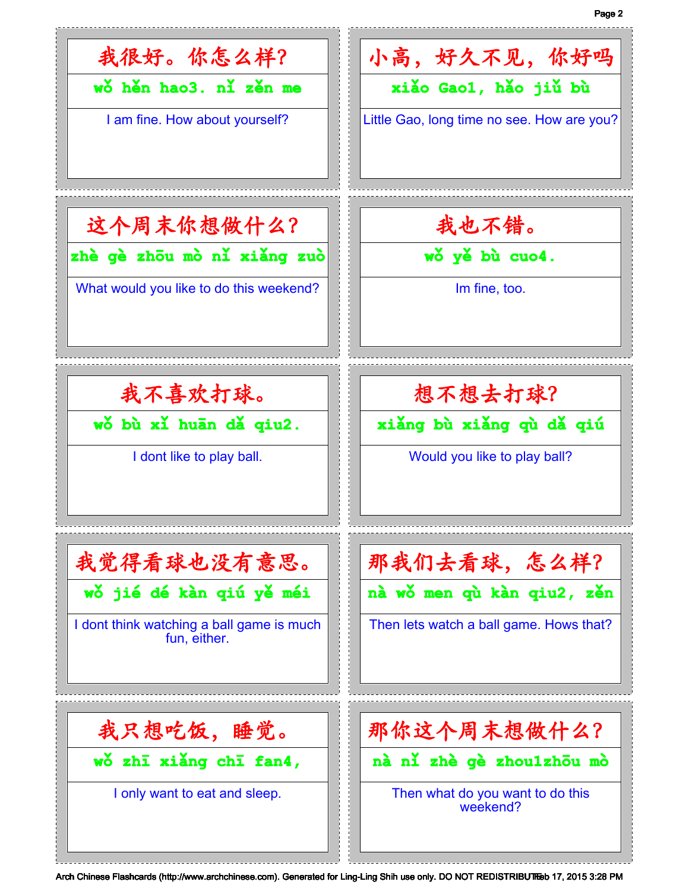我很好。你怎么样?

wǒ hěn hao3. nǐ zěn me

I am fine. How about yourself?

小高，好久不见，你好吗

xiǎo Gao1, hǎo jiǔ bù

Little Gao, long time no see. How are you?

这个周末你想做什么?

zhè gè zhōu mò nǐ xiǎng zuò

What would you like to do this weekend?

我也不错。

wǒ yě bù cuo4.

Im fine, too.

我不喜欢打球。

wǒ bù xǐ huān dǎ qiu2.

I dont like to play ball.

想不想去打球?

xiǎng bù xiǎng qù dǎ qiú

Would you like to play ball?

我觉得看球也没有意思。

wǒ jué dé kàn qiú yě méi

I dont think watching a ball game is much fun, either.

那我们去看球，怎么样?

nà wǒ men qù kàn qiu2, zěn

Then lets watch a ball game. Hows that?

我只想吃饭，睡觉。

wǒ zhī xiǎng chī fan4,

I only want to eat and sleep.

那你这个周末想做什么?

nà nǐ zhè gè zhou1zhōu mò

Then what do you want to do this weekend?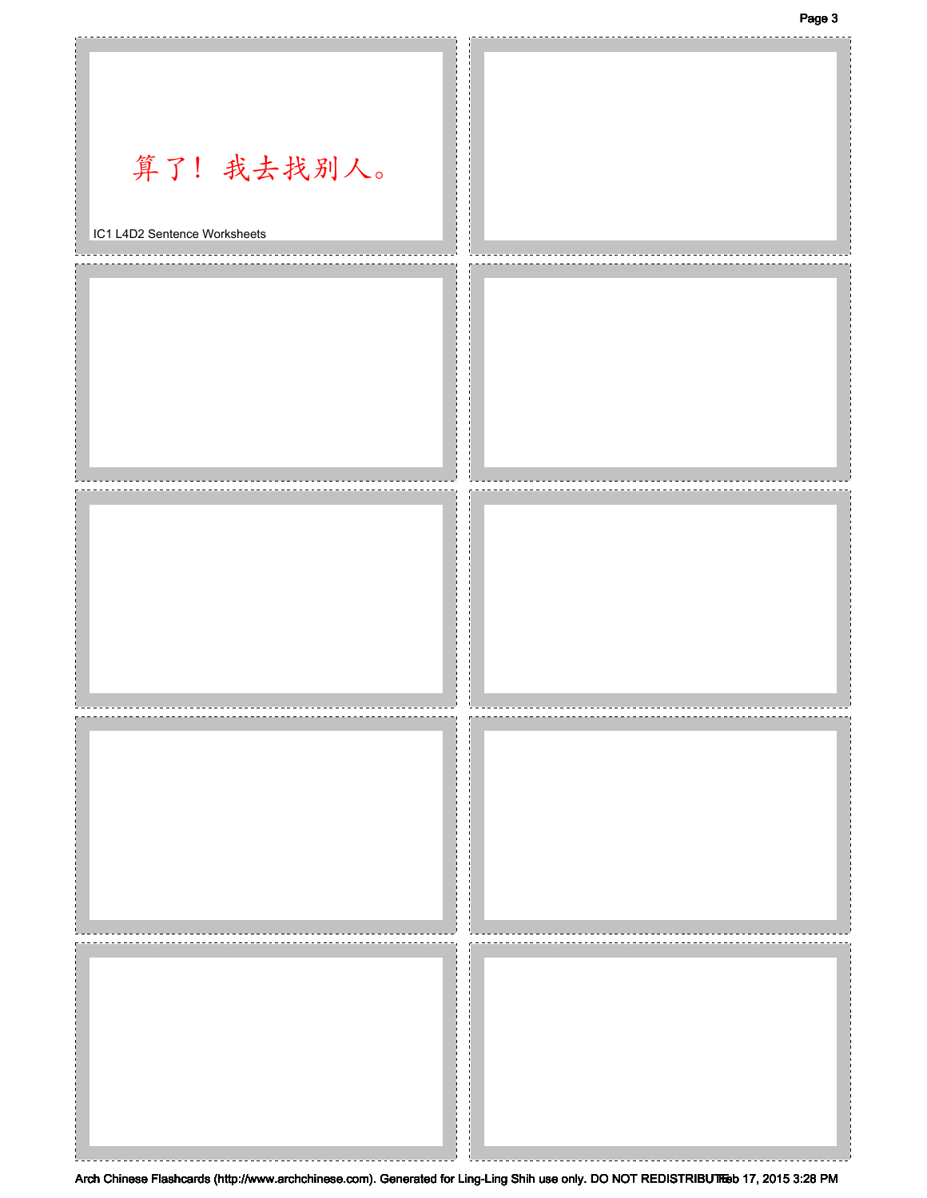算了！我去找别人。

IC1 L4D2 Sentence Worksheets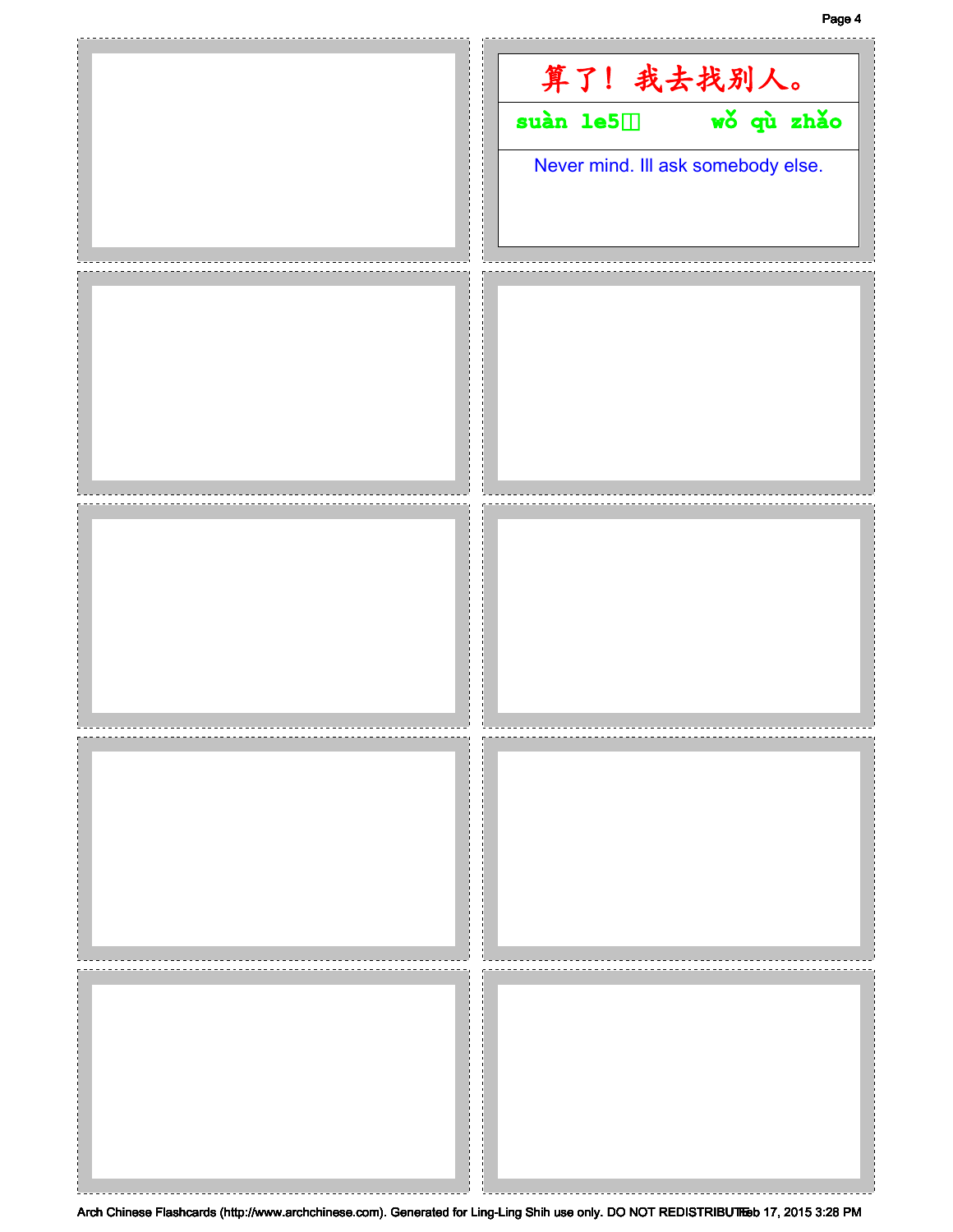算了！我去找别人。

suàn le5□□　　wǒ qù zhǎo

Never mind. Ill ask somebody else.

Arch Chinese Flashcards (http://www.archchinese.com). Generated for Ling-Ling Shih use only. DO NOT REDISTRIBUTE Feb 17, 2015 3:28 PM